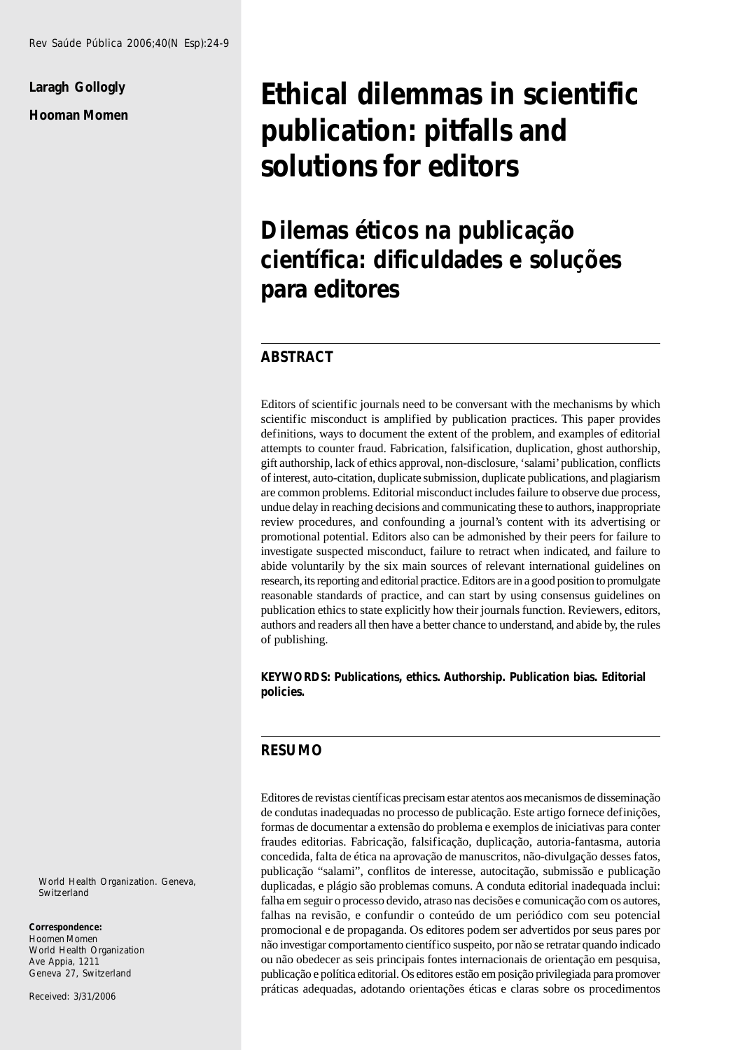**Laragh Gollogly**

**Hooman Momen**

# Ethical dilemmas in scientific publication: pitfalls and solutions for editors

# Dilemas éticos na publicação científica: dificuldades e soluções para editores

## ABSTRACT

Editors of scientific journals need to be conversant with the mechanisms by which scientific misconduct is amplified by publication practices. This paper provides definitions, ways to document the extent of the problem, and examples of editorial attempts to counter fraud. Fabrication, falsification, duplication, ghost authorship, gift authorship, lack of ethics approval, non-disclosure, 'salami' publication, conflicts of interest, auto-citation, duplicate submission, duplicate publications, and plagiarism are common problems. Editorial misconduct includes failure to observe due process, undue delay in reaching decisions and communicating these to authors, inappropriate review procedures, and confounding a journal's content with its advertising or promotional potential. Editors also can be admonished by their peers for failure to investigate suspected misconduct, failure to retract when indicated, and failure to abide voluntarily by the six main sources of relevant international guidelines on research, its reporting and editorial practice. Editors are in a good position to promulgate reasonable standards of practice, and can start by using consensus guidelines on publication ethics to state explicitly how their journals function. Reviewers, editors, authors and readers all then have a better chance to understand, and abide by, the rules of publishing.

**KEYWORDS: Publications, ethics. Authorship. Publication bias. Editorial policies.**

## RESUMO

Editores de revistas científicas precisam estar atentos aos mecanismos de disseminação de condutas inadequadas no processo de publicação. Este artigo fornece definições, formas de documentar a extensão do problema e exemplos de iniciativas para conter fraudes editorias. Fabricação, falsificação, duplicação, autoria-fantasma, autoria concedida, falta de ética na aprovação de manuscritos, não-divulgação desses fatos, publicação "salami", conflitos de interesse, autocitação, submissão e publicação duplicadas, e plágio são problemas comuns. A conduta editorial inadequada inclui: falha em seguir o processo devido, atraso nas decisões e comunicação com os autores, falhas na revisão, e confundir o conteúdo de um periódico com seu potencial promocional e de propaganda. Os editores podem ser advertidos por seus pares por não investigar comportamento científico suspeito, por não se retratar quando indicado ou não obedecer as seis principais fontes internacionais de orientação em pesquisa, publicação e política editorial. Os editores estão em posição privilegiada para promover práticas adequadas, adotando orientações éticas e claras sobre os procedimentos

World Health Organization. Geneva, Switzerland

**Correspondence:**
Hoomen Momen
World Health Organization
Ave Appia, 1211
Geneva 27, Switzerland

Received: 3/31/2006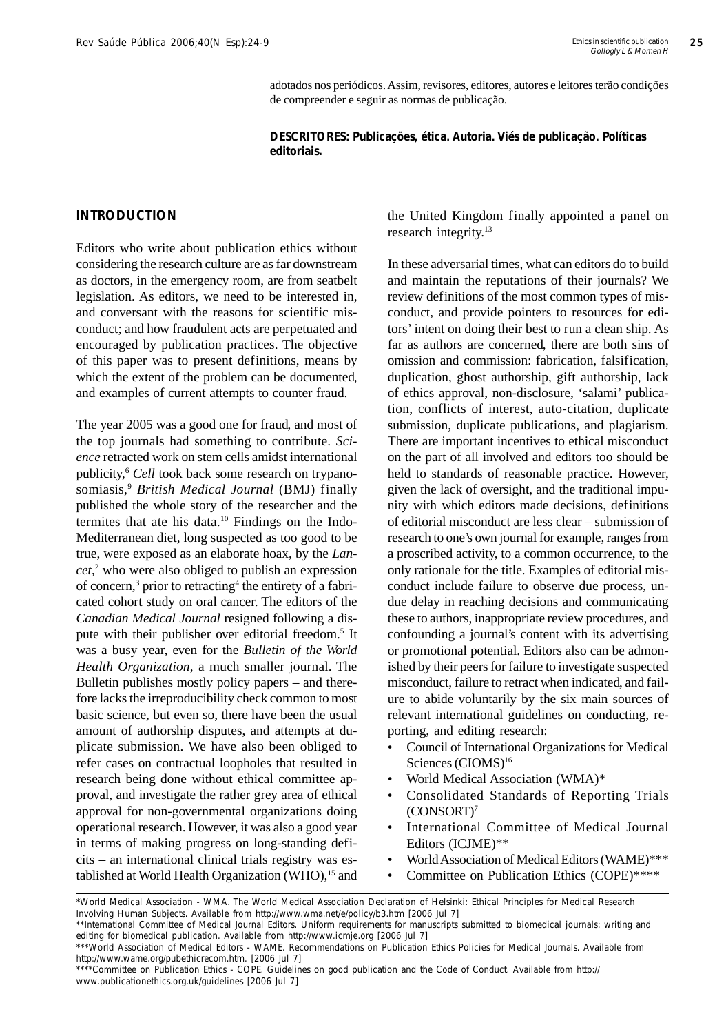adotados nos periódicos. Assim, revisores, editores, autores e leitores terão condições de compreender e seguir as normas de publicação.

**DESCRITORES: Publicações, ética. Autoria. Viés de publicação. Políticas editoriais.**

## INTRODUCTION

Editors who write about publication ethics without considering the research culture are as far downstream as doctors, in the emergency room, are from seatbelt legislation. As editors, we need to be interested in, and conversant with the reasons for scientific misconduct; and how fraudulent acts are perpetuated and encouraged by publication practices. The objective of this paper was to present definitions, means by which the extent of the problem can be documented, and examples of current attempts to counter fraud.

The year 2005 was a good one for fraud, and most of the top journals had something to contribute. *Science* retracted work on stem cells amidst international publicity,[6] *Cell* took back some research on trypanosomiasis,[9] *British Medical Journal* (BMJ) finally published the whole story of the researcher and the termites that ate his data.[10] Findings on the Indo-Mediterranean diet, long suspected as too good to be true, were exposed as an elaborate hoax, by the *Lancet*,[2] who were also obliged to publish an expression of concern,[3] prior to retracting[4] the entirety of a fabricated cohort study on oral cancer. The editors of the *Canadian Medical Journal* resigned following a dispute with their publisher over editorial freedom.[5] It was a busy year, even for the *Bulletin of the World Health Organization*, a much smaller journal. The Bulletin publishes mostly policy papers – and therefore lacks the irreproducibility check common to most basic science, but even so, there have been the usual amount of authorship disputes, and attempts at duplicate submission. We have also been obliged to refer cases on contractual loopholes that resulted in research being done without ethical committee approval, and investigate the rather grey area of ethical approval for non-governmental organizations doing operational research. However, it was also a good year in terms of making progress on long-standing deficits – an international clinical trials registry was established at World Health Organization (WHO),[15] and the United Kingdom finally appointed a panel on research integrity.[13]

In these adversarial times, what can editors do to build and maintain the reputations of their journals? We review definitions of the most common types of misconduct, and provide pointers to resources for editors' intent on doing their best to run a clean ship. As far as authors are concerned, there are both sins of omission and commission: fabrication, falsification, duplication, ghost authorship, gift authorship, lack of ethics approval, non-disclosure, 'salami' publication, conflicts of interest, auto-citation, duplicate submission, duplicate publications, and plagiarism. There are important incentives to ethical misconduct on the part of all involved and editors too should be held to standards of reasonable practice. However, given the lack of oversight, and the traditional impunity with which editors made decisions, definitions of editorial misconduct are less clear – submission of research to one's own journal for example, ranges from a proscribed activity, to a common occurrence, to the only rationale for the title. Examples of editorial misconduct include failure to observe due process, undue delay in reaching decisions and communicating these to authors, inappropriate review procedures, and confounding a journal's content with its advertising or promotional potential. Editors also can be admonished by their peers for failure to investigate suspected misconduct, failure to retract when indicated, and failure to abide voluntarily by the six main sources of relevant international guidelines on conducting, reporting, and editing research:

- Council of International Organizations for Medical Sciences (CIOMS)[16]
- World Medical Association (WMA)*
- Consolidated Standards of Reporting Trials (CONSORT)[7]
- International Committee of Medical Journal Editors (ICJME)**
- World Association of Medical Editors (WAME)***
- Committee on Publication Ethics (COPE)****

---

*World Medical Association - WMA. The World Medical Association Declaration of Helsinki: Ethical Principles for Medical Research Involving Human Subjects. Available from http://www.wma.net/e/policy/b3.htm [2006 Jul 7]

**International Committee of Medical Journal Editors. Uniform requirements for manuscripts submitted to biomedical journals: writing and editing for biomedical publication. Available from http://www.icmje.org [2006 Jul 7]

***World Association of Medical Editors - WAME. Recommendations on Publication Ethics Policies for Medical Journals. Available from http://www.wame.org/pubethicrecom.htm. [2006 Jul 7]

****Committee on Publication Ethics - COPE. Guidelines on good publication and the Code of Conduct. Available from http://www.publicationethics.org.uk/guidelines [2006 Jul 7]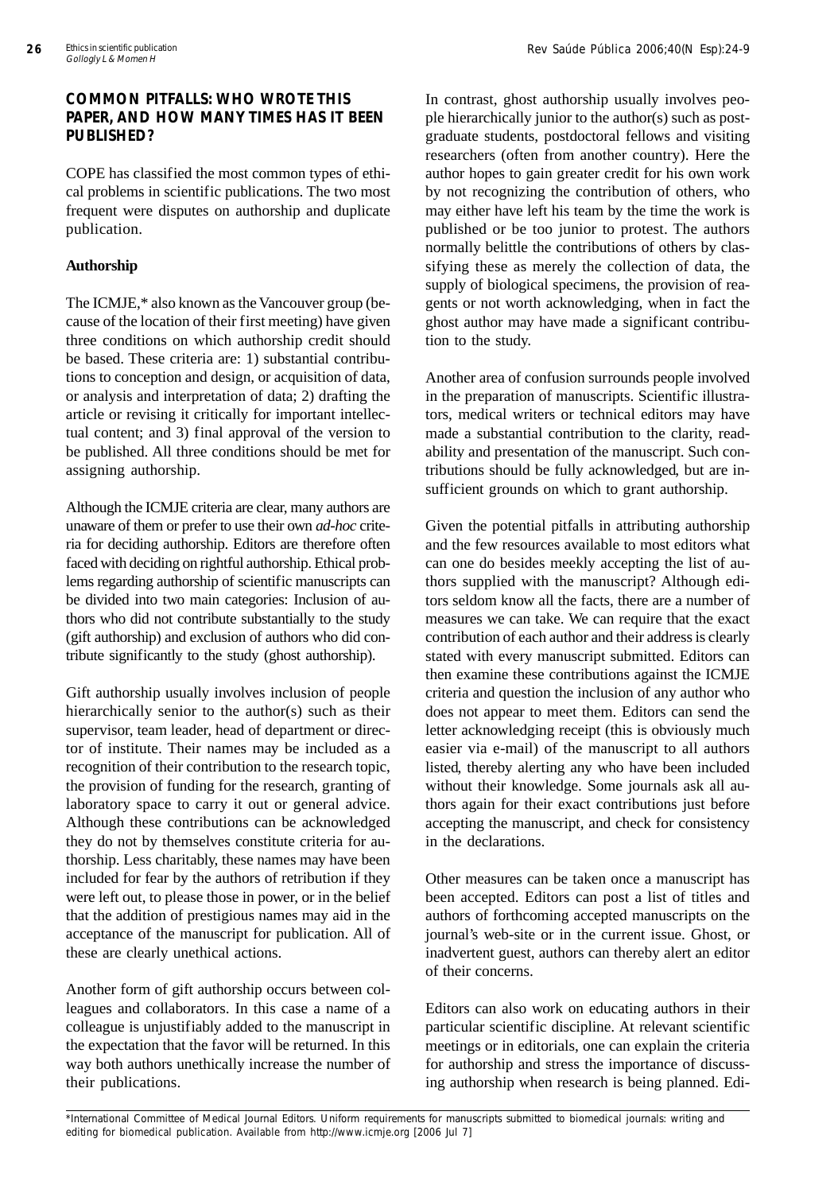## COMMON PITFALLS: WHO WROTE THIS PAPER, AND HOW MANY TIMES HAS IT BEEN PUBLISHED?

COPE has classified the most common types of ethical problems in scientific publications. The two most frequent were disputes on authorship and duplicate publication.

### Authorship

The ICMJE,* also known as the Vancouver group (because of the location of their first meeting) have given three conditions on which authorship credit should be based. These criteria are: 1) substantial contributions to conception and design, or acquisition of data, or analysis and interpretation of data; 2) drafting the article or revising it critically for important intellectual content; and 3) final approval of the version to be published. All three conditions should be met for assigning authorship.

Although the ICMJE criteria are clear, many authors are unaware of them or prefer to use their own *ad-hoc* criteria for deciding authorship. Editors are therefore often faced with deciding on rightful authorship. Ethical problems regarding authorship of scientific manuscripts can be divided into two main categories: Inclusion of authors who did not contribute substantially to the study (gift authorship) and exclusion of authors who did contribute significantly to the study (ghost authorship).

Gift authorship usually involves inclusion of people hierarchically senior to the author(s) such as their supervisor, team leader, head of department or director of institute. Their names may be included as a recognition of their contribution to the research topic, the provision of funding for the research, granting of laboratory space to carry it out or general advice. Although these contributions can be acknowledged they do not by themselves constitute criteria for authorship. Less charitably, these names may have been included for fear by the authors of retribution if they were left out, to please those in power, or in the belief that the addition of prestigious names may aid in the acceptance of the manuscript for publication. All of these are clearly unethical actions.

Another form of gift authorship occurs between colleagues and collaborators. In this case a name of a colleague is unjustifiably added to the manuscript in the expectation that the favor will be returned. In this way both authors unethically increase the number of their publications.

In contrast, ghost authorship usually involves people hierarchically junior to the author(s) such as postgraduate students, postdoctoral fellows and visiting researchers (often from another country). Here the author hopes to gain greater credit for his own work by not recognizing the contribution of others, who may either have left his team by the time the work is published or be too junior to protest. The authors normally belittle the contributions of others by classifying these as merely the collection of data, the supply of biological specimens, the provision of reagents or not worth acknowledging, when in fact the ghost author may have made a significant contribution to the study.

Another area of confusion surrounds people involved in the preparation of manuscripts. Scientific illustrators, medical writers or technical editors may have made a substantial contribution to the clarity, readability and presentation of the manuscript. Such contributions should be fully acknowledged, but are insufficient grounds on which to grant authorship.

Given the potential pitfalls in attributing authorship and the few resources available to most editors what can one do besides meekly accepting the list of authors supplied with the manuscript? Although editors seldom know all the facts, there are a number of measures we can take. We can require that the exact contribution of each author and their address is clearly stated with every manuscript submitted. Editors can then examine these contributions against the ICMJE criteria and question the inclusion of any author who does not appear to meet them. Editors can send the letter acknowledging receipt (this is obviously much easier via e-mail) of the manuscript to all authors listed, thereby alerting any who have been included without their knowledge. Some journals ask all authors again for their exact contributions just before accepting the manuscript, and check for consistency in the declarations.

Other measures can be taken once a manuscript has been accepted. Editors can post a list of titles and authors of forthcoming accepted manuscripts on the journal's web-site or in the current issue. Ghost, or inadvertent guest, authors can thereby alert an editor of their concerns.

Editors can also work on educating authors in their particular scientific discipline. At relevant scientific meetings or in editorials, one can explain the criteria for authorship and stress the importance of discussing authorship when research is being planned. Edi-

*International Committee of Medical Journal Editors. Uniform requirements for manuscripts submitted to biomedical journals: writing and editing for biomedical publication. Available from http://www.icmje.org [2006 Jul 7]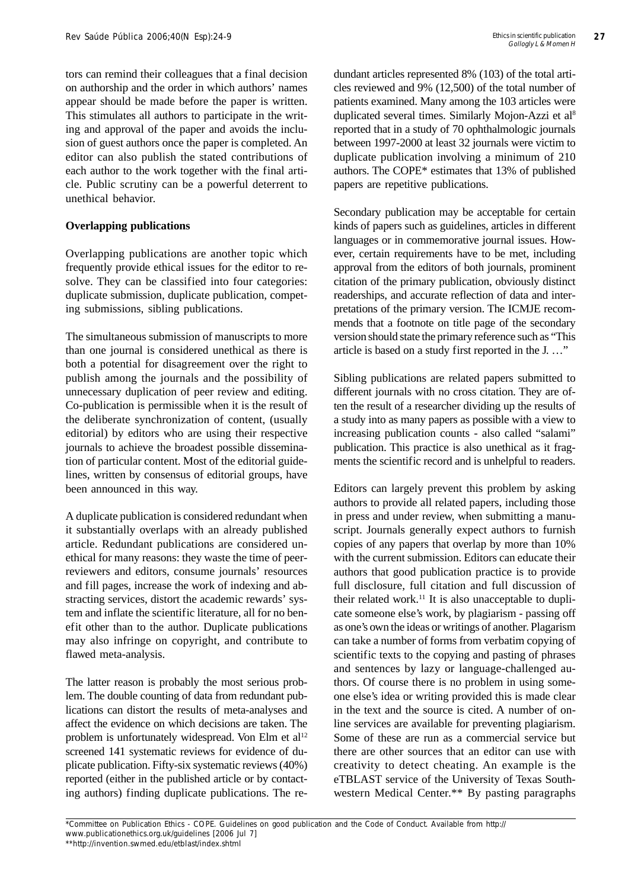tors can remind their colleagues that a final decision on authorship and the order in which authors' names appear should be made before the paper is written. This stimulates all authors to participate in the writing and approval of the paper and avoids the inclusion of guest authors once the paper is completed. An editor can also publish the stated contributions of each author to the work together with the final article. Public scrutiny can be a powerful deterrent to unethical behavior.

**Overlapping publications**

Overlapping publications are another topic which frequently provide ethical issues for the editor to resolve. They can be classified into four categories: duplicate submission, duplicate publication, competing submissions, sibling publications.

The simultaneous submission of manuscripts to more than one journal is considered unethical as there is both a potential for disagreement over the right to publish among the journals and the possibility of unnecessary duplication of peer review and editing. Co-publication is permissible when it is the result of the deliberate synchronization of content, (usually editorial) by editors who are using their respective journals to achieve the broadest possible dissemination of particular content. Most of the editorial guidelines, written by consensus of editorial groups, have been announced in this way.

A duplicate publication is considered redundant when it substantially overlaps with an already published article. Redundant publications are considered unethical for many reasons: they waste the time of peer-reviewers and editors, consume journals' resources and fill pages, increase the work of indexing and abstracting services, distort the academic rewards' system and inflate the scientific literature, all for no benefit other than to the author. Duplicate publications may also infringe on copyright, and contribute to flawed meta-analysis.

The latter reason is probably the most serious problem. The double counting of data from redundant publications can distort the results of meta-analyses and affect the evidence on which decisions are taken. The problem is unfortunately widespread. Von Elm et al[12] screened 141 systematic reviews for evidence of duplicate publication. Fifty-six systematic reviews (40%) reported (either in the published article or by contacting authors) finding duplicate publications. The redundant articles represented 8% (103) of the total articles reviewed and 9% (12,500) of the total number of patients examined. Many among the 103 articles were duplicated several times. Similarly Mojon-Azzi et al[8] reported that in a study of 70 ophthalmologic journals between 1997-2000 at least 32 journals were victim to duplicate publication involving a minimum of 210 authors. The COPE* estimates that 13% of published papers are repetitive publications.

Secondary publication may be acceptable for certain kinds of papers such as guidelines, articles in different languages or in commemorative journal issues. However, certain requirements have to be met, including approval from the editors of both journals, prominent citation of the primary publication, obviously distinct readerships, and accurate reflection of data and interpretations of the primary version. The ICMJE recommends that a footnote on title page of the secondary version should state the primary reference such as "This article is based on a study first reported in the J. …"

Sibling publications are related papers submitted to different journals with no cross citation. They are often the result of a researcher dividing up the results of a study into as many papers as possible with a view to increasing publication counts - also called "salami" publication. This practice is also unethical as it fragments the scientific record and is unhelpful to readers.

Editors can largely prevent this problem by asking authors to provide all related papers, including those in press and under review, when submitting a manuscript. Journals generally expect authors to furnish copies of any papers that overlap by more than 10% with the current submission. Editors can educate their authors that good publication practice is to provide full disclosure, full citation and full discussion of their related work.[11] It is also unacceptable to duplicate someone else's work, by plagiarism - passing off as one's own the ideas or writings of another. Plagarism can take a number of forms from verbatim copying of scientific texts to the copying and pasting of phrases and sentences by lazy or language-challenged authors. Of course there is no problem in using someone else's idea or writing provided this is made clear in the text and the source is cited. A number of online services are available for preventing plagiarism. Some of these are run as a commercial service but there are other sources that an editor can use with creativity to detect cheating. An example is the eTBLAST service of the University of Texas Southwestern Medical Center.** By pasting paragraphs

*Committee on Publication Ethics - COPE. Guidelines on good publication and the Code of Conduct. Available from http://www.publicationethics.org.uk/guidelines [2006 Jul 7]
**http://invention.swmed.edu/etblast/index.shtml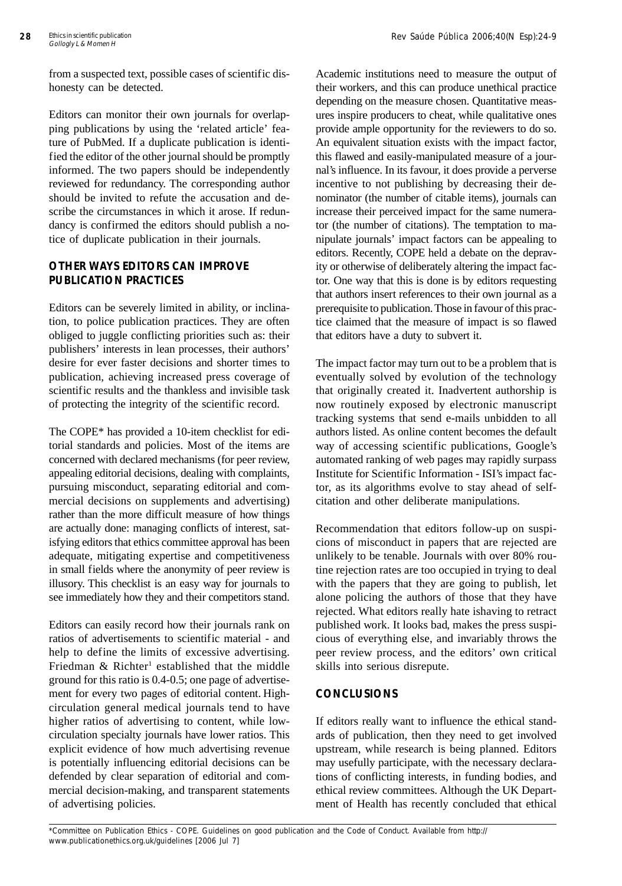from a suspected text, possible cases of scientific dishonesty can be detected.

Editors can monitor their own journals for overlapping publications by using the 'related article' feature of PubMed. If a duplicate publication is identified the editor of the other journal should be promptly informed. The two papers should be independently reviewed for redundancy. The corresponding author should be invited to refute the accusation and describe the circumstances in which it arose. If redundancy is confirmed the editors should publish a notice of duplicate publication in their journals.

## OTHER WAYS EDITORS CAN IMPROVE PUBLICATION PRACTICES

Editors can be severely limited in ability, or inclination, to police publication practices. They are often obliged to juggle conflicting priorities such as: their publishers' interests in lean processes, their authors' desire for ever faster decisions and shorter times to publication, achieving increased press coverage of scientific results and the thankless and invisible task of protecting the integrity of the scientific record.

The COPE* has provided a 10-item checklist for editorial standards and policies. Most of the items are concerned with declared mechanisms (for peer review, appealing editorial decisions, dealing with complaints, pursuing misconduct, separating editorial and commercial decisions on supplements and advertising) rather than the more difficult measure of how things are actually done: managing conflicts of interest, satisfying editors that ethics committee approval has been adequate, mitigating expertise and competitiveness in small fields where the anonymity of peer review is illusory. This checklist is an easy way for journals to see immediately how they and their competitors stand.

Editors can easily record how their journals rank on ratios of advertisements to scientific material - and help to define the limits of excessive advertising. Friedman & Richter[1] established that the middle ground for this ratio is 0.4-0.5; one page of advertisement for every two pages of editorial content. High-circulation general medical journals tend to have higher ratios of advertising to content, while low-circulation specialty journals have lower ratios. This explicit evidence of how much advertising revenue is potentially influencing editorial decisions can be defended by clear separation of editorial and commercial decision-making, and transparent statements of advertising policies.

Academic institutions need to measure the output of their workers, and this can produce unethical practice depending on the measure chosen. Quantitative measures inspire producers to cheat, while qualitative ones provide ample opportunity for the reviewers to do so. An equivalent situation exists with the impact factor, this flawed and easily-manipulated measure of a journal's influence. In its favour, it does provide a perverse incentive to not publishing by decreasing their denominator (the number of citable items), journals can increase their perceived impact for the same numerator (the number of citations). The temptation to manipulate journals' impact factors can be appealing to editors. Recently, COPE held a debate on the depravity or otherwise of deliberately altering the impact factor. One way that this is done is by editors requesting that authors insert references to their own journal as a prerequisite to publication. Those in favour of this practice claimed that the measure of impact is so flawed that editors have a duty to subvert it.

The impact factor may turn out to be a problem that is eventually solved by evolution of the technology that originally created it. Inadvertent authorship is now routinely exposed by electronic manuscript tracking systems that send e-mails unbidden to all authors listed. As online content becomes the default way of accessing scientific publications, Google's automated ranking of web pages may rapidly surpass Institute for Scientific Information - ISI's impact factor, as its algorithms evolve to stay ahead of self-citation and other deliberate manipulations.

Recommendation that editors follow-up on suspicions of misconduct in papers that are rejected are unlikely to be tenable. Journals with over 80% routine rejection rates are too occupied in trying to deal with the papers that they are going to publish, let alone policing the authors of those that they have rejected. What editors really hate ishaving to retract published work. It looks bad, makes the press suspicious of everything else, and invariably throws the peer review process, and the editors' own critical skills into serious disrepute.

## CONCLUSIONS

If editors really want to influence the ethical standards of publication, then they need to get involved upstream, while research is being planned. Editors may usefully participate, with the necessary declarations of conflicting interests, in funding bodies, and ethical review committees. Although the UK Department of Health has recently concluded that ethical

*Committee on Publication Ethics - COPE. Guidelines on good publication and the Code of Conduct. Available from http://www.publicationethics.org.uk/guidelines [2006 Jul 7]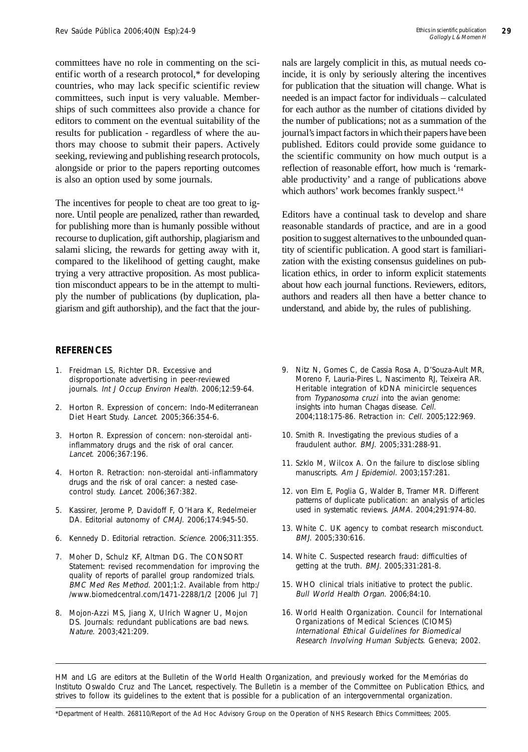committees have no role in commenting on the scientific worth of a research protocol,* for developing countries, who may lack specific scientific review committees, such input is very valuable. Memberships of such committees also provide a chance for editors to comment on the eventual suitability of the results for publication - regardless of where the authors may choose to submit their papers. Actively seeking, reviewing and publishing research protocols, alongside or prior to the papers reporting outcomes is also an option used by some journals.

The incentives for people to cheat are too great to ignore. Until people are penalized, rather than rewarded, for publishing more than is humanly possible without recourse to duplication, gift authorship, plagiarism and salami slicing, the rewards for getting away with it, compared to the likelihood of getting caught, make trying a very attractive proposition. As most publication misconduct appears to be in the attempt to multiply the number of publications (by duplication, plagiarism and gift authorship), and the fact that the journals are largely complicit in this, as mutual needs coincide, it is only by seriously altering the incentives for publication that the situation will change. What is needed is an impact factor for individuals – calculated for each author as the number of citations divided by the number of publications; not as a summation of the journal's impact factors in which their papers have been published. Editors could provide some guidance to the scientific community on how much output is a reflection of reasonable effort, how much is 'remarkable productivity' and a range of publications above which authors' work becomes frankly suspect.[14]

Editors have a continual task to develop and share reasonable standards of practice, and are in a good position to suggest alternatives to the unbounded quantity of scientific publication. A good start is familiarization with the existing consensus guidelines on publication ethics, in order to inform explicit statements about how each journal functions. Reviewers, editors, authors and readers all then have a better chance to understand, and abide by, the rules of publishing.

## REFERENCES

1. Freidman LS, Richter DR. Excessive and disproportionate advertising in peer-reviewed journals. *Int J Occup Environ Health*. 2006;12:59-64.
2. Horton R. Expression of concern: Indo-Mediterranean Diet Heart Study. *Lancet*. 2005;366:354-6.
3. Horton R. Expression of concern: non-steroidal anti-inflammatory drugs and the risk of oral cancer. *Lancet*. 2006;367:196.
4. Horton R. Retraction: non-steroidal anti-inflammatory drugs and the risk of oral cancer: a nested case-control study. *Lancet*. 2006;367:382.
5. Kassirer, Jerome P, Davidoff F, O'Hara K, Redelmeier DA. Editorial autonomy of *CMAJ*. 2006;174:945-50.
6. Kennedy D. Editorial retraction. *Science*. 2006;311:355.
7. Moher D, Schulz KF, Altman DG. The CONSORT Statement: revised recommendation for improving the quality of reports of parallel group randomized trials. *BMC Med Res Method*. 2001;1:2. Available from http://www.biomedcentral.com/1471-2288/1/2 [2006 Jul 7]
8. Mojon-Azzi MS, Jiang X, Ulrich Wagner U, Mojon DS. Journals: redundant publications are bad news. *Nature*. 2003;421:209.
9. Nitz N, Gomes C, de Cassia Rosa A, D'Souza-Ault MR, Moreno F, Lauria-Pires L, Nascimento RJ, Teixeira AR. Heritable integration of kDNA minicircle sequences from *Trypanosoma cruzi* into the avian genome: insights into human Chagas disease. *Cell*. 2004;118:175-86. Retraction in: *Cell*. 2005;122:969.
10. Smith R. Investigating the previous studies of a fraudulent author. *BMJ*. 2005;331:288-91.
11. Szklo M, Wilcox A. On the failure to disclose sibling manuscripts. *Am J Epidemiol*. 2003;157:281.
12. von Elm E, Poglia G, Walder B, Tramer MR. Different patterns of duplicate publication: an analysis of articles used in systematic reviews. *JAMA*. 2004;291:974-80.
13. White C. UK agency to combat research misconduct. *BMJ*. 2005;330:616.
14. White C. Suspected research fraud: difficulties of getting at the truth. *BMJ*. 2005;331:281-8.
15. WHO clinical trials initiative to protect the public. *Bull World Health Organ*. 2006;84:10.
16. World Health Organization. Council for International Organizations of Medical Sciences (CIOMS) *International Ethical Guidelines for Biomedical Research Involving Human Subjects*. Geneva; 2002.

HM and LG are editors at the Bulletin of the World Health Organization, and previously worked for the Memórias do Instituto Oswaldo Cruz and The Lancet, respectively. The Bulletin is a member of the Committee on Publication Ethics, and strives to follow its guidelines to the extent that is possible for a publication of an intergovernmental organization.

*Department of Health. 268110/Report of the Ad Hoc Advisory Group on the Operation of NHS Research Ethics Committees; 2005.